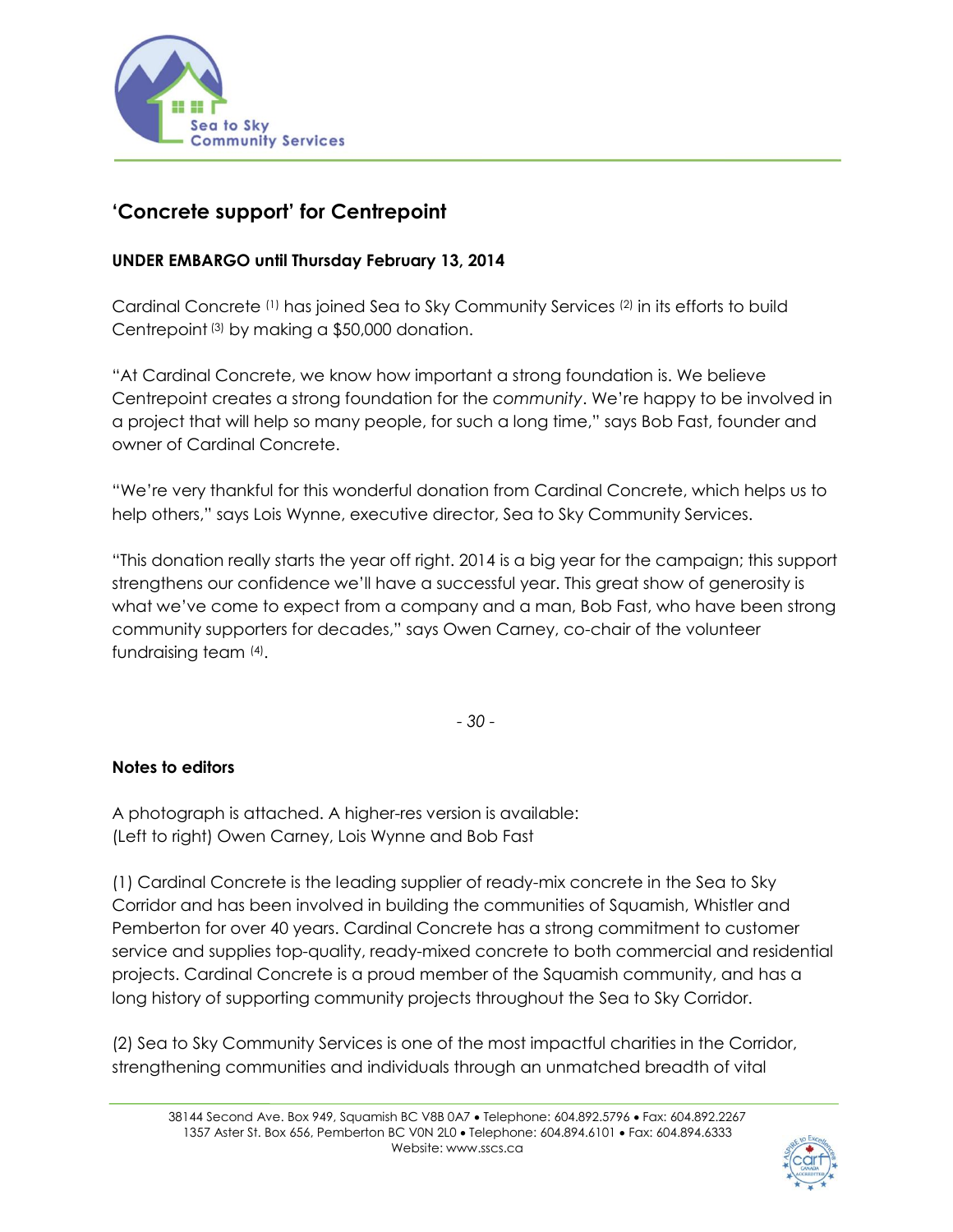# ‘Concrete support’ for Centrepoint

**UNDER EMBARGO until Thursday February 13, 2014**

Cardinal Concrete [1] has joined Sea to Sky Community Services [2] in its efforts to build Centrepoint [3] by making a $50,000 donation.

“At Cardinal Concrete, we know how important a strong foundation is. We believe Centrepoint creates a strong foundation for the *community*. We’re happy to be involved in a project that will help so many people, for such a long time,” says Bob Fast, founder and owner of Cardinal Concrete.

“We’re very thankful for this wonderful donation from Cardinal Concrete, which helps us to help others,” says Lois Wynne, executive director, Sea to Sky Community Services.

“This donation really starts the year off right. 2014 is a big year for the campaign; this support strengthens our confidence we’ll have a successful year. This great show of generosity is what we’ve come to expect from a company and a man, Bob Fast, who have been strong community supporters for decades,” says Owen Carney, co-chair of the volunteer fundraising team [4].

*- 30 -*

**Notes to editors**

A photograph is attached. A higher-res version is available:
(Left to right) Owen Carney, Lois Wynne and Bob Fast

(1) Cardinal Concrete is the leading supplier of ready-mix concrete in the Sea to Sky Corridor and has been involved in building the communities of Squamish, Whistler and Pemberton for over 40 years. Cardinal Concrete has a strong commitment to customer service and supplies top-quality, ready-mixed concrete to both commercial and residential projects. Cardinal Concrete is a proud member of the Squamish community, and has a long history of supporting community projects throughout the Sea to Sky Corridor.

(2) Sea to Sky Community Services is one of the most impactful charities in the Corridor, strengthening communities and individuals through an unmatched breadth of vital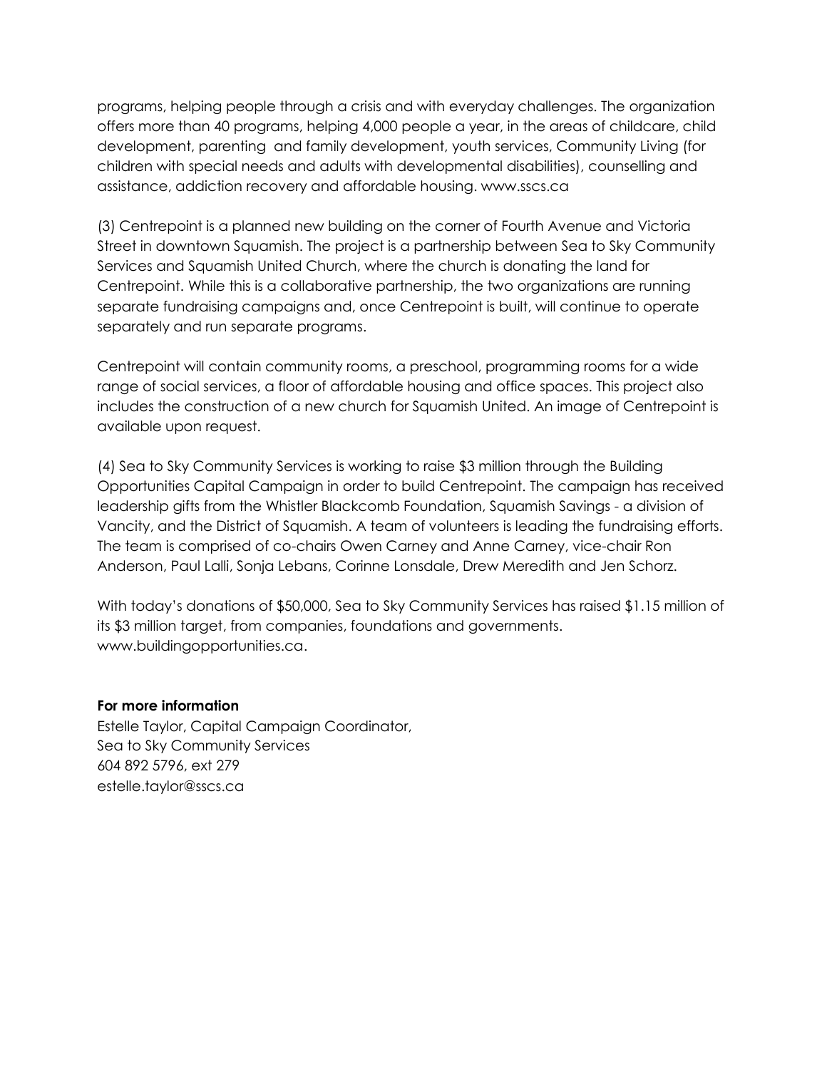programs, helping people through a crisis and with everyday challenges. The organization offers more than 40 programs, helping 4,000 people a year, in the areas of childcare, child development, parenting and family development, youth services, Community Living (for children with special needs and adults with developmental disabilities), counselling and assistance, addiction recovery and affordable housing. www.sscs.ca

(3) Centrepoint is a planned new building on the corner of Fourth Avenue and Victoria Street in downtown Squamish. The project is a partnership between Sea to Sky Community Services and Squamish United Church, where the church is donating the land for Centrepoint. While this is a collaborative partnership, the two organizations are running separate fundraising campaigns and, once Centrepoint is built, will continue to operate separately and run separate programs.

Centrepoint will contain community rooms, a preschool, programming rooms for a wide range of social services, a floor of affordable housing and office spaces. This project also includes the construction of a new church for Squamish United. An image of Centrepoint is available upon request.

(4) Sea to Sky Community Services is working to raise $3 million through the Building Opportunities Capital Campaign in order to build Centrepoint. The campaign has received leadership gifts from the Whistler Blackcomb Foundation, Squamish Savings - a division of Vancity, and the District of Squamish. A team of volunteers is leading the fundraising efforts. The team is comprised of co-chairs Owen Carney and Anne Carney, vice-chair Ron Anderson, Paul Lalli, Sonja Lebans, Corinne Lonsdale, Drew Meredith and Jen Schorz.

With today's donations of $50,000, Sea to Sky Community Services has raised $1.15 million of its $3 million target, from companies, foundations and governments. www.buildingopportunities.ca.

**For more information**
Estelle Taylor, Capital Campaign Coordinator,
Sea to Sky Community Services
604 892 5796, ext 279
estelle.taylor@sscs.ca